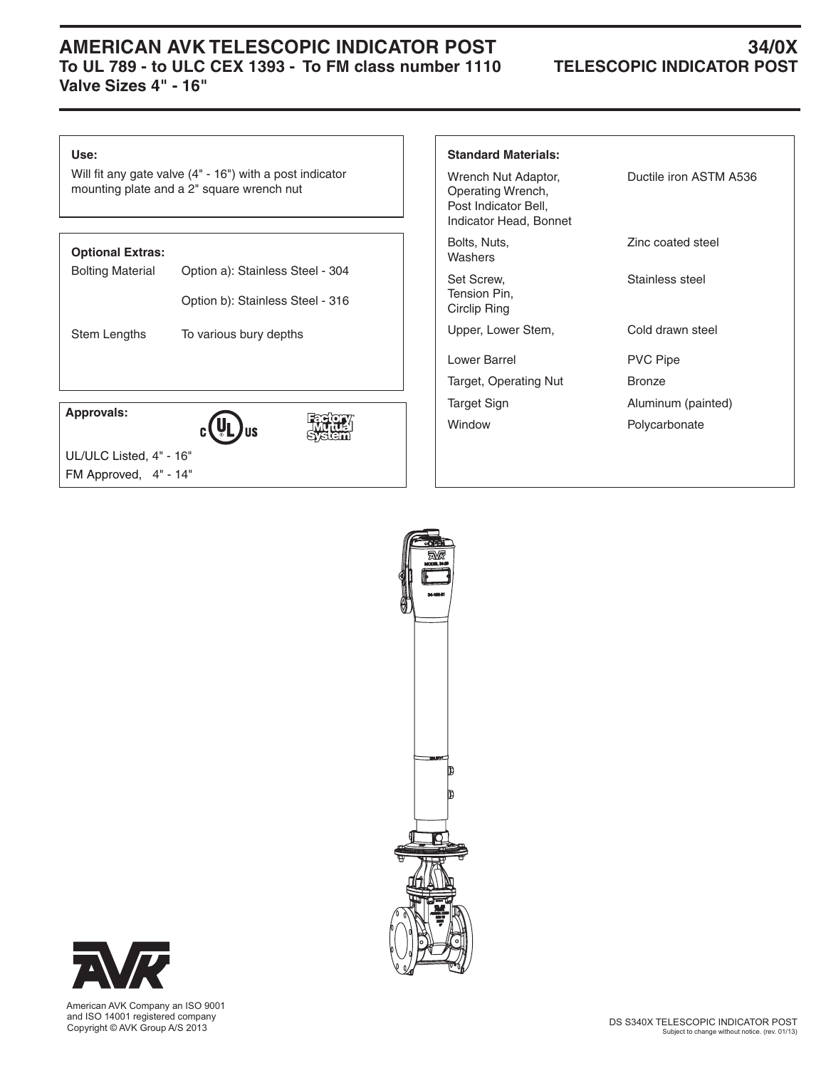# AMERICAN AVK TELESCOPIC INDICATOR POST

**To UL 789 - to ULC CEX 1393 - To FM class number 1110**

**Valve Sizes 4" - 16"**

## 34/0X TELESCOPIC INDICATOR POST

**Use:**

Will fit any gate valve (4" - 16") with a post indicator mounting plate and a 2" square wrench nut

**Optional Extras:**

| | |
|---|---|
| Bolting Material | Option a): Stainless Steel - 304 |
| | Option b): Stainless Steel - 316 |
| Stem Lengths | To various bury depths |

**Approvals:**

UL/ULC Listed, 4" - 16"

FM Approved, 4" - 14"

**Standard Materials:**

| | |
|---|---|
| Wrench Nut Adaptor, Operating Wrench, Post Indicator Bell, Indicator Head, Bonnet | Ductile iron ASTM A536 |
| Bolts, Nuts, Washers | Zinc coated steel |
| Set Screw, Tension Pin, Circlip Ring | Stainless steel |
| Upper, Lower Stem, | Cold drawn steel |
| Lower Barrel | PVC Pipe |
| Target, Operating Nut | Bronze |
| Target Sign | Aluminum (painted) |
| Window | Polycarbonate |

American AVK Company an ISO 9001 and ISO 14001 registered company

Copyright © AVK Group A/S 2013

DS S340X TELESCOPIC INDICATOR POST

Subject to change without notice. (rev. 01/13)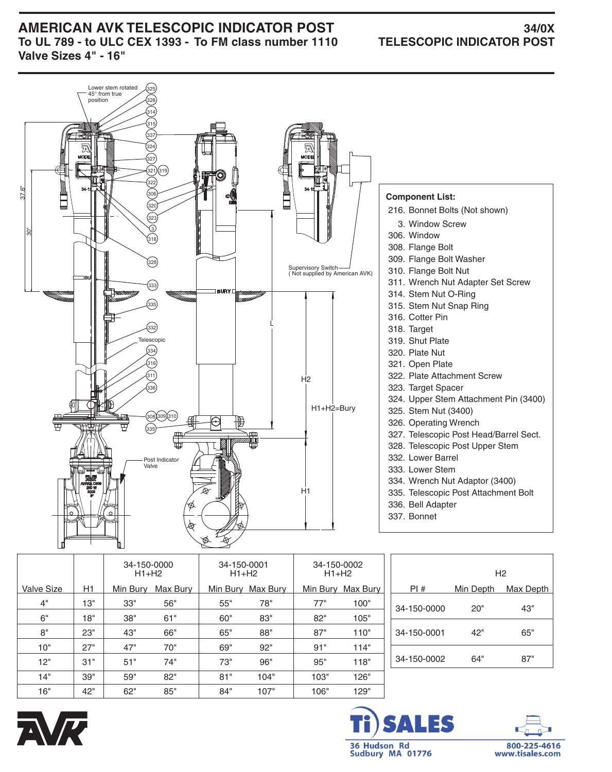# AMERICAN AVK TELESCOPIC INDICATOR POST

**To UL 789 - to ULC CEX 1393 - To FM class number 1110**
**Valve Sizes 4" - 16"**

**34/0X**
**TELESCOPIC INDICATOR POST**

Lower stem rotated 45° from true position

37.6"

30"

Telescopic

Post Indicator Valve

Supervisory Switch (Not supplied by American AVK)

L

H2

H1+H2=Bury

H1

**Component List:**

216. Bonnet Bolts (Not shown)
3. Window Screw
306. Window
308. Flange Bolt
309. Flange Bolt Washer
310. Flange Bolt Nut
311. Wrench Nut Adapter Set Screw
314. Stem Nut O-Ring
315. Stem Nut Snap Ring
316. Cotter Pin
318. Target
319. Shut Plate
320. Plate Nut
321. Open Plate
322. Plate Attachment Screw
323. Target Spacer
324. Upper Stem Attachment Pin (3400)
325. Stem Nut (3400)
326. Operating Wrench
327. Telescopic Post Head/Barrel Sect.
328. Telescopic Post Upper Stem
332. Lower Barrel
333. Lower Stem
334. Wrench Nut Adaptor (3400)
335. Telescopic Post Attachment Bolt
336. Bell Adapter
337. Bonnet

| | | 34-150-0000 H1+H2 | | 34-150-0001 H1+H2 | | 34-150-0002 H1+H2 | |
|---|---|---|---|---|---|---|---|
| Valve Size | H1 | Min Bury | Max Bury | Min Bury | Max Bury | Min Bury | Max Bury |
| 4" | 13" | 33" | 56" | 55" | 78" | 77" | 100" |
| 6" | 18" | 38" | 61" | 60" | 83" | 82" | 105" |
| 8" | 23" | 43" | 66" | 65" | 88" | 87" | 110" |
| 10" | 27" | 47" | 70" | 69" | 92" | 91" | 114" |
| 12" | 31" | 51" | 74" | 73" | 96" | 95" | 118" |
| 14" | 39" | 59" | 82" | 81" | 104" | 103" | 126" |
| 16" | 42" | 62" | 85" | 84" | 107" | 106" | 129" |

| | H2 | |
|---|---|---|
| PI # | Min Depth | Max Depth |
| 34-150-0000 | 20" | 43" |
| 34-150-0001 | 42" | 65" |
| 34-150-0002 | 64" | 87" |

Ti SALES
36 Hudson Rd
Sudbury MA 01776

800-225-4616
www.tisales.com